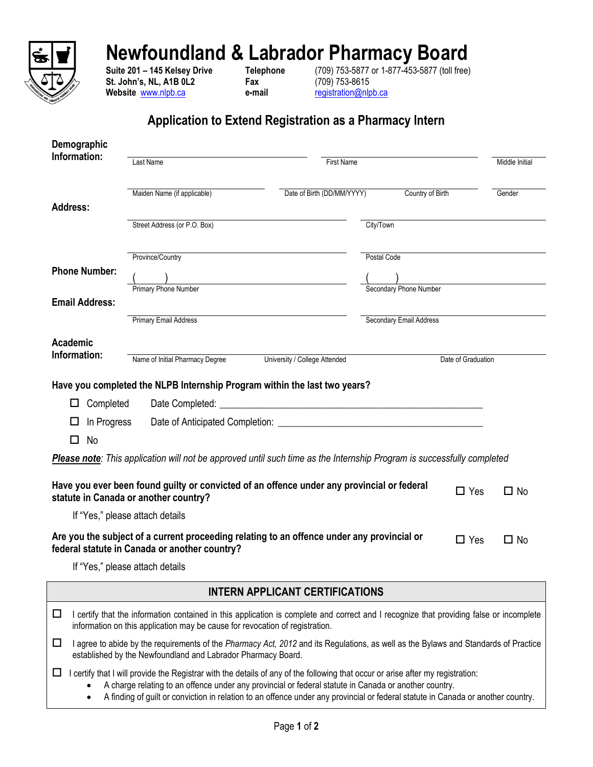# Newfoundland & Labrador Pharmacy Board

**Suite 201 – 145 Kelsey Drive**
**St. John's, NL, A1B 0L2**
**Website** www.nlpb.ca

**Telephone** (709) 753-5877 or 1-877-453-5877 (toll free)
**Fax** (709) 753-8615
**e-mail** registration@nlpb.ca

## Application to Extend Registration as a Pharmacy Intern

**Demographic Information:**

Last Name ______ First Name ______ Middle Initial ______

Maiden Name (if applicable) ______ Date of Birth (DD/MM/YYYY) ______ Country of Birth ______ Gender ______

**Address:**

Street Address (or P.O. Box) ______ City/Town ______

Province/Country ______ Postal Code ______

**Phone Number:**

( ) Primary Phone Number ______ ( ) Secondary Phone Number ______

**Email Address:**

Primary Email Address ______ Secondary Email Address ______

**Academic Information:**

Name of Initial Pharmacy Degree ______ University / College Attended ______ Date of Graduation ______

**Have you completed the NLPB Internship Program within the last two years?**

- ☐ Completed Date Completed: ______
- ☐ In Progress Date of Anticipated Completion: ______
- ☐ No

***Please note**: This application will not be approved until such time as the Internship Program is successfully completed*

**Have you ever been found guilty or convicted of an offence under any provincial or federal statute in Canada or another country?** ☐ Yes ☐ No

If "Yes," please attach details

**Are you the subject of a current proceeding relating to an offence under any provincial or federal statute in Canada or another country?** ☐ Yes ☐ No

If "Yes," please attach details

### INTERN APPLICANT CERTIFICATIONS

☐ I certify that the information contained in this application is complete and correct and I recognize that providing false or incomplete information on this application may be cause for revocation of registration.

☐ I agree to abide by the requirements of the *Pharmacy Act, 2012* and its Regulations, as well as the Bylaws and Standards of Practice established by the Newfoundland and Labrador Pharmacy Board.

☐ I certify that I will provide the Registrar with the details of any of the following that occur or arise after my registration:

- A charge relating to an offence under any provincial or federal statute in Canada or another country.
- A finding of guilt or conviction in relation to an offence under any provincial or federal statute in Canada or another country.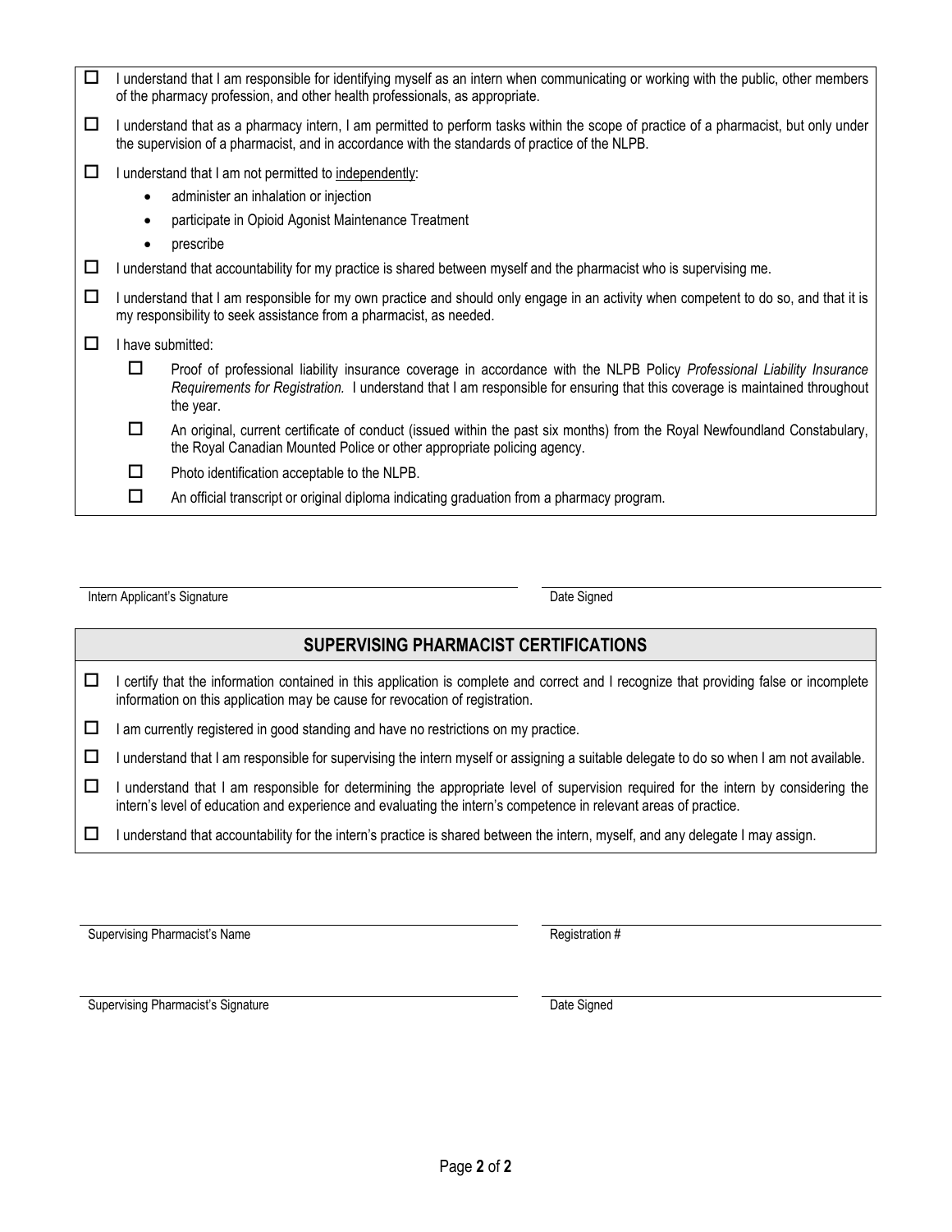- ☐ I understand that I am responsible for identifying myself as an intern when communicating or working with the public, other members of the pharmacy profession, and other health professionals, as appropriate.
- ☐ I understand that as a pharmacy intern, I am permitted to perform tasks within the scope of practice of a pharmacist, but only under the supervision of a pharmacist, and in accordance with the standards of practice of the NLPB.
- ☐ I understand that I am not permitted to <u>independently</u>:
  - administer an inhalation or injection
  - participate in Opioid Agonist Maintenance Treatment
  - prescribe
- ☐ I understand that accountability for my practice is shared between myself and the pharmacist who is supervising me.
- ☐ I understand that I am responsible for my own practice and should only engage in an activity when competent to do so, and that it is my responsibility to seek assistance from a pharmacist, as needed.
- ☐ I have submitted:
  - ☐ Proof of professional liability insurance coverage in accordance with the NLPB Policy *Professional Liability Insurance Requirements for Registration.* I understand that I am responsible for ensuring that this coverage is maintained throughout the year.
  - ☐ An original, current certificate of conduct (issued within the past six months) from the Royal Newfoundland Constabulary, the Royal Canadian Mounted Police or other appropriate policing agency.
  - ☐ Photo identification acceptable to the NLPB.
  - ☐ An official transcript or original diploma indicating graduation from a pharmacy program.

\_\_\_\_\_\_\_\_\_\_\_\_\_\_\_\_\_\_\_\_\_\_\_\_\_\_\_\_\_\_\_\_\_\_\_\_\_\_\_\_ \_\_\_\_\_\_\_\_\_\_\_\_\_\_\_\_\_\_\_\_\_\_\_\_\_\_\_\_\_

Intern Applicant's Signature  Date Signed

## SUPERVISING PHARMACIST CERTIFICATIONS

- ☐ I certify that the information contained in this application is complete and correct and I recognize that providing false or incomplete information on this application may be cause for revocation of registration.
- ☐ I am currently registered in good standing and have no restrictions on my practice.
- ☐ I understand that I am responsible for supervising the intern myself or assigning a suitable delegate to do so when I am not available.
- ☐ I understand that I am responsible for determining the appropriate level of supervision required for the intern by considering the intern's level of education and experience and evaluating the intern's competence in relevant areas of practice.
- ☐ I understand that accountability for the intern's practice is shared between the intern, myself, and any delegate I may assign.

\_\_\_\_\_\_\_\_\_\_\_\_\_\_\_\_\_\_\_\_\_\_\_\_\_\_\_\_\_\_\_\_\_\_\_\_\_\_\_\_ \_\_\_\_\_\_\_\_\_\_\_\_\_\_\_\_\_\_\_\_\_\_\_\_\_\_\_\_\_

Supervising Pharmacist's Name  Registration #

\_\_\_\_\_\_\_\_\_\_\_\_\_\_\_\_\_\_\_\_\_\_\_\_\_\_\_\_\_\_\_\_\_\_\_\_\_\_\_\_ \_\_\_\_\_\_\_\_\_\_\_\_\_\_\_\_\_\_\_\_\_\_\_\_\_\_\_\_\_

Supervising Pharmacist's Signature  Date Signed